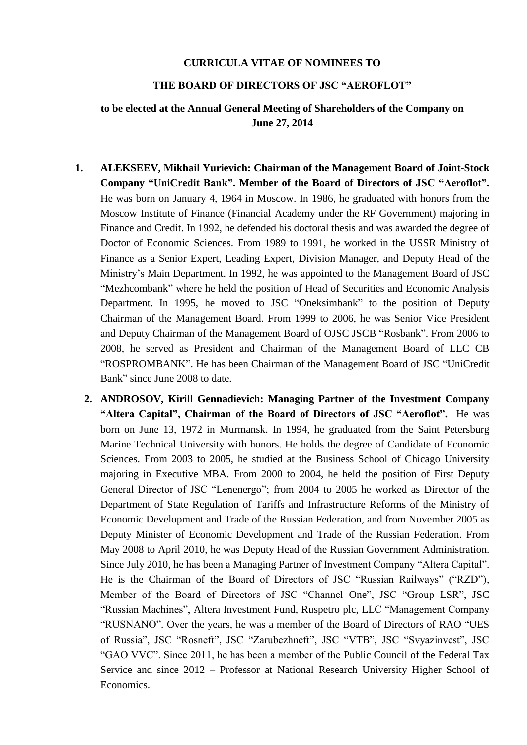**CURRICULA VITAE OF NOMINEES TO**

**THE BOARD OF DIRECTORS OF JSC "AEROFLOT"**

**to be elected at the Annual General Meeting of Shareholders of the Company on June 27, 2014**

1. **ALEKSEEV, Mikhail Yurievich: Chairman of the Management Board of Joint-Stock Company "UniCredit Bank". Member of the Board of Directors of JSC "Aeroflot".** He was born on January 4, 1964 in Moscow. In 1986, he graduated with honors from the Moscow Institute of Finance (Financial Academy under the RF Government) majoring in Finance and Credit. In 1992, he defended his doctoral thesis and was awarded the degree of Doctor of Economic Sciences. From 1989 to 1991, he worked in the USSR Ministry of Finance as a Senior Expert, Leading Expert, Division Manager, and Deputy Head of the Ministry's Main Department. In 1992, he was appointed to the Management Board of JSC "Mezhcombank" where he held the position of Head of Securities and Economic Analysis Department. In 1995, he moved to JSC "Oneksimbank" to the position of Deputy Chairman of the Management Board. From 1999 to 2006, he was Senior Vice President and Deputy Chairman of the Management Board of OJSC JSCB "Rosbank". From 2006 to 2008, he served as President and Chairman of the Management Board of LLC CB "ROSPROMBANK". He has been Chairman of the Management Board of JSC "UniCredit Bank" since June 2008 to date.

2. **ANDROSOV, Kirill Gennadievich: Managing Partner of the Investment Company "Altera Capital", Chairman of the Board of Directors of JSC "Aeroflot".** He was born on June 13, 1972 in Murmansk. In 1994, he graduated from the Saint Petersburg Marine Technical University with honors. He holds the degree of Candidate of Economic Sciences. From 2003 to 2005, he studied at the Business School of Chicago University majoring in Executive MBA. From 2000 to 2004, he held the position of First Deputy General Director of JSC "Lenenergo"; from 2004 to 2005 he worked as Director of the Department of State Regulation of Tariffs and Infrastructure Reforms of the Ministry of Economic Development and Trade of the Russian Federation, and from November 2005 as Deputy Minister of Economic Development and Trade of the Russian Federation. From May 2008 to April 2010, he was Deputy Head of the Russian Government Administration. Since July 2010, he has been a Managing Partner of Investment Company "Altera Capital". He is the Chairman of the Board of Directors of JSC "Russian Railways" ("RZD"), Member of the Board of Directors of JSC "Channel One", JSC "Group LSR", JSC "Russian Machines", Altera Investment Fund, Ruspetro plc, LLC "Management Company "RUSNANO". Over the years, he was a member of the Board of Directors of RAO "UES of Russia", JSC "Rosneft", JSC "Zarubezhneft", JSC "VTB", JSC "Svyazinvest", JSC "GAO VVC". Since 2011, he has been a member of the Public Council of the Federal Tax Service and since 2012 – Professor at National Research University Higher School of Economics.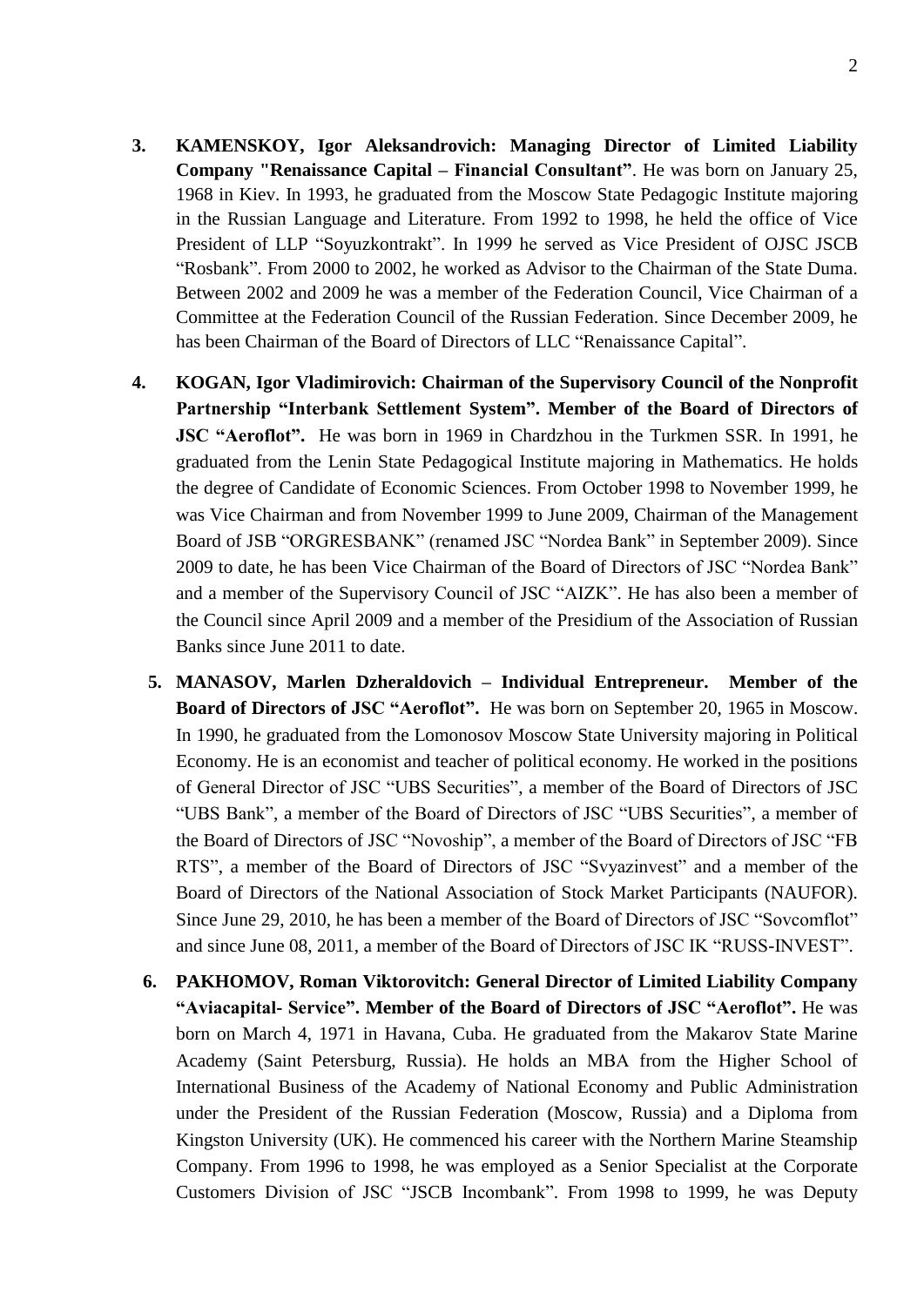3. **KAMENSKOY, Igor Aleksandrovich: Managing Director of Limited Liability Company "Renaissance Capital – Financial Consultant"**. He was born on January 25, 1968 in Kiev. In 1993, he graduated from the Moscow State Pedagogic Institute majoring in the Russian Language and Literature. From 1992 to 1998, he held the office of Vice President of LLP "Soyuzkontrakt". In 1999 he served as Vice President of OJSC JSCB "Rosbank". From 2000 to 2002, he worked as Advisor to the Chairman of the State Duma. Between 2002 and 2009 he was a member of the Federation Council, Vice Chairman of a Committee at the Federation Council of the Russian Federation. Since December 2009, he has been Chairman of the Board of Directors of LLC "Renaissance Capital".

4. **KOGAN, Igor Vladimirovich: Chairman of the Supervisory Council of the Nonprofit Partnership "Interbank Settlement System". Member of the Board of Directors of JSC "Aeroflot".** He was born in 1969 in Chardzhou in the Turkmen SSR. In 1991, he graduated from the Lenin State Pedagogical Institute majoring in Mathematics. He holds the degree of Candidate of Economic Sciences. From October 1998 to November 1999, he was Vice Chairman and from November 1999 to June 2009, Chairman of the Management Board of JSB "ORGRESBANK" (renamed JSC "Nordea Bank" in September 2009). Since 2009 to date, he has been Vice Chairman of the Board of Directors of JSC "Nordea Bank" and a member of the Supervisory Council of JSC "AIZK". He has also been a member of the Council since April 2009 and a member of the Presidium of the Association of Russian Banks since June 2011 to date.

5. **MANASOV, Marlen Dzheraldovich – Individual Entrepreneur. Member of the Board of Directors of JSC "Aeroflot".** He was born on September 20, 1965 in Moscow. In 1990, he graduated from the Lomonosov Moscow State University majoring in Political Economy. He is an economist and teacher of political economy. He worked in the positions of General Director of JSC "UBS Securities", a member of the Board of Directors of JSC "UBS Bank", a member of the Board of Directors of JSC "UBS Securities", a member of the Board of Directors of JSC "Novoship", a member of the Board of Directors of JSC "FB RTS", a member of the Board of Directors of JSC "Svyazinvest" and a member of the Board of Directors of the National Association of Stock Market Participants (NAUFOR). Since June 29, 2010, he has been a member of the Board of Directors of JSC "Sovcomflot" and since June 08, 2011, a member of the Board of Directors of JSC IK "RUSS-INVEST".

6. **PAKHOMOV, Roman Viktorovitch: General Director of Limited Liability Company "Aviacapital- Service". Member of the Board of Directors of JSC "Aeroflot".** He was born on March 4, 1971 in Havana, Cuba. He graduated from the Makarov State Marine Academy (Saint Petersburg, Russia). He holds an MBA from the Higher School of International Business of the Academy of National Economy and Public Administration under the President of the Russian Federation (Moscow, Russia) and a Diploma from Kingston University (UK). He commenced his career with the Northern Marine Steamship Company. From 1996 to 1998, he was employed as a Senior Specialist at the Corporate Customers Division of JSC "JSCB Incombank". From 1998 to 1999, he was Deputy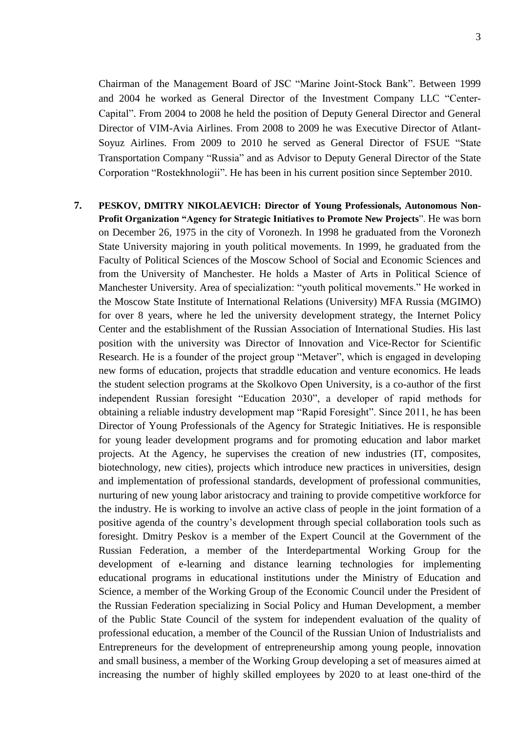Chairman of the Management Board of JSC "Marine Joint-Stock Bank". Between 1999 and 2004 he worked as General Director of the Investment Company LLC "Center-Capital". From 2004 to 2008 he held the position of Deputy General Director and General Director of VIM-Avia Airlines. From 2008 to 2009 he was Executive Director of Atlant-Soyuz Airlines. From 2009 to 2010 he served as General Director of FSUE "State Transportation Company "Russia" and as Advisor to Deputy General Director of the State Corporation "Rostekhnologii". He has been in his current position since September 2010.

7. **PESKOV, DMITRY NIKOLAEVICH: Director of Young Professionals, Autonomous Non-Profit Organization "Agency for Strategic Initiatives to Promote New Projects**". He was born on December 26, 1975 in the city of Voronezh. In 1998 he graduated from the Voronezh State University majoring in youth political movements. In 1999, he graduated from the Faculty of Political Sciences of the Moscow School of Social and Economic Sciences and from the University of Manchester. He holds a Master of Arts in Political Science of Manchester University. Area of specialization: "youth political movements." He worked in the Moscow State Institute of International Relations (University) MFA Russia (MGIMO) for over 8 years, where he led the university development strategy, the Internet Policy Center and the establishment of the Russian Association of International Studies. His last position with the university was Director of Innovation and Vice-Rector for Scientific Research. He is a founder of the project group "Metaver", which is engaged in developing new forms of education, projects that straddle education and venture economics. He leads the student selection programs at the Skolkovo Open University, is a co-author of the first independent Russian foresight "Education 2030", a developer of rapid methods for obtaining a reliable industry development map "Rapid Foresight". Since 2011, he has been Director of Young Professionals of the Agency for Strategic Initiatives. He is responsible for young leader development programs and for promoting education and labor market projects. At the Agency, he supervises the creation of new industries (IT, composites, biotechnology, new cities), projects which introduce new practices in universities, design and implementation of professional standards, development of professional communities, nurturing of new young labor aristocracy and training to provide competitive workforce for the industry. He is working to involve an active class of people in the joint formation of a positive agenda of the country's development through special collaboration tools such as foresight. Dmitry Peskov is a member of the Expert Council at the Government of the Russian Federation, a member of the Interdepartmental Working Group for the development of e-learning and distance learning technologies for implementing educational programs in educational institutions under the Ministry of Education and Science, a member of the Working Group of the Economic Council under the President of the Russian Federation specializing in Social Policy and Human Development, a member of the Public State Council of the system for independent evaluation of the quality of professional education, a member of the Council of the Russian Union of Industrialists and Entrepreneurs for the development of entrepreneurship among young people, innovation and small business, a member of the Working Group developing a set of measures aimed at increasing the number of highly skilled employees by 2020 to at least one-third of the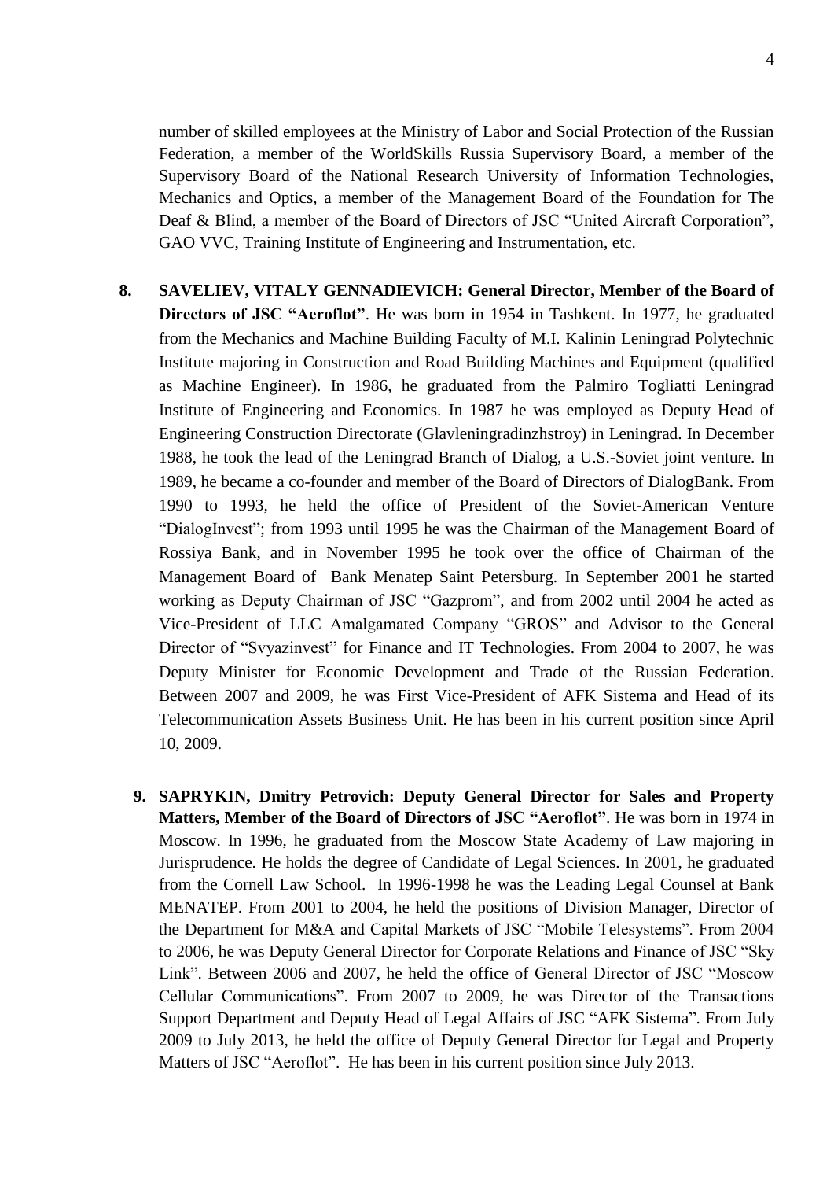number of skilled employees at the Ministry of Labor and Social Protection of the Russian Federation, a member of the WorldSkills Russia Supervisory Board, a member of the Supervisory Board of the National Research University of Information Technologies, Mechanics and Optics, a member of the Management Board of the Foundation for The Deaf & Blind, a member of the Board of Directors of JSC "United Aircraft Corporation", GAO VVC, Training Institute of Engineering and Instrumentation, etc.

8. **SAVELIEV, VITALY GENNADIEVICH: General Director, Member of the Board of Directors of JSC "Aeroflot"**. He was born in 1954 in Tashkent. In 1977, he graduated from the Mechanics and Machine Building Faculty of M.I. Kalinin Leningrad Polytechnic Institute majoring in Construction and Road Building Machines and Equipment (qualified as Machine Engineer). In 1986, he graduated from the Palmiro Togliatti Leningrad Institute of Engineering and Economics. In 1987 he was employed as Deputy Head of Engineering Construction Directorate (Glavleningradinzhstroy) in Leningrad. In December 1988, he took the lead of the Leningrad Branch of Dialog, a U.S.-Soviet joint venture. In 1989, he became a co-founder and member of the Board of Directors of DialogBank. From 1990 to 1993, he held the office of President of the Soviet-American Venture "DialogInvest"; from 1993 until 1995 he was the Chairman of the Management Board of Rossiya Bank, and in November 1995 he took over the office of Chairman of the Management Board of Bank Menatep Saint Petersburg. In September 2001 he started working as Deputy Chairman of JSC "Gazprom", and from 2002 until 2004 he acted as Vice-President of LLC Amalgamated Company "GROS" and Advisor to the General Director of "Svyazinvest" for Finance and IT Technologies. From 2004 to 2007, he was Deputy Minister for Economic Development and Trade of the Russian Federation. Between 2007 and 2009, he was First Vice-President of AFK Sistema and Head of its Telecommunication Assets Business Unit. He has been in his current position since April 10, 2009.

9. **SAPRYKIN, Dmitry Petrovich: Deputy General Director for Sales and Property Matters, Member of the Board of Directors of JSC "Aeroflot"**. He was born in 1974 in Moscow. In 1996, he graduated from the Moscow State Academy of Law majoring in Jurisprudence. He holds the degree of Candidate of Legal Sciences. In 2001, he graduated from the Cornell Law School. In 1996-1998 he was the Leading Legal Counsel at Bank MENATEP. From 2001 to 2004, he held the positions of Division Manager, Director of the Department for M&A and Capital Markets of JSC "Mobile Telesystems". From 2004 to 2006, he was Deputy General Director for Corporate Relations and Finance of JSC "Sky Link". Between 2006 and 2007, he held the office of General Director of JSC "Moscow Cellular Communications". From 2007 to 2009, he was Director of the Transactions Support Department and Deputy Head of Legal Affairs of JSC "AFK Sistema". From July 2009 to July 2013, he held the office of Deputy General Director for Legal and Property Matters of JSC "Aeroflot". He has been in his current position since July 2013.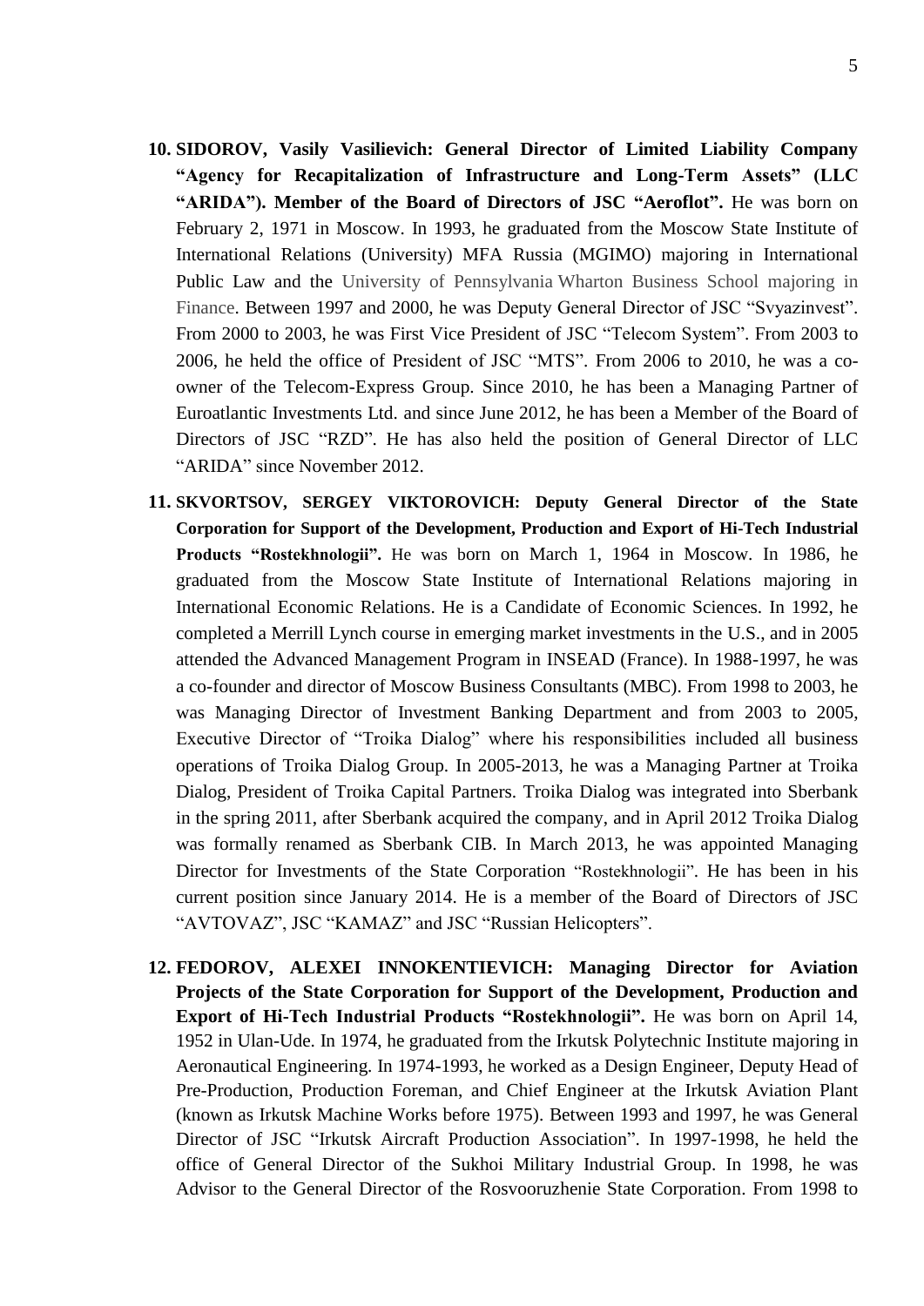10. **SIDOROV, Vasily Vasilievich: General Director of Limited Liability Company "Agency for Recapitalization of Infrastructure and Long-Term Assets" (LLC "ARIDA"). Member of the Board of Directors of JSC "Aeroflot".** He was born on February 2, 1971 in Moscow. In 1993, he graduated from the Moscow State Institute of International Relations (University) MFA Russia (MGIMO) majoring in International Public Law and the University of Pennsylvania Wharton Business School majoring in Finance. Between 1997 and 2000, he was Deputy General Director of JSC "Svyazinvest". From 2000 to 2003, he was First Vice President of JSC "Telecom System". From 2003 to 2006, he held the office of President of JSC "MTS". From 2006 to 2010, he was a co-owner of the Telecom-Express Group. Since 2010, he has been a Managing Partner of Euroatlantic Investments Ltd. and since June 2012, he has been a Member of the Board of Directors of JSC "RZD". He has also held the position of General Director of LLC "ARIDA" since November 2012.

11. **SKVORTSOV, SERGEY VIKTOROVICH: Deputy General Director of the State Corporation for Support of the Development, Production and Export of Hi-Tech Industrial Products "Rostekhnologii".** He was born on March 1, 1964 in Moscow. In 1986, he graduated from the Moscow State Institute of International Relations majoring in International Economic Relations. He is a Candidate of Economic Sciences. In 1992, he completed a Merrill Lynch course in emerging market investments in the U.S., and in 2005 attended the Advanced Management Program in INSEAD (France). In 1988-1997, he was a co-founder and director of Moscow Business Consultants (MBC). From 1998 to 2003, he was Managing Director of Investment Banking Department and from 2003 to 2005, Executive Director of "Troika Dialog" where his responsibilities included all business operations of Troika Dialog Group. In 2005-2013, he was a Managing Partner at Troika Dialog, President of Troika Capital Partners. Troika Dialog was integrated into Sberbank in the spring 2011, after Sberbank acquired the company, and in April 2012 Troika Dialog was formally renamed as Sberbank CIB. In March 2013, he was appointed Managing Director for Investments of the State Corporation "Rostekhnologii". He has been in his current position since January 2014. He is a member of the Board of Directors of JSC "AVTOVAZ", JSC "KAMAZ" and JSC "Russian Helicopters".

12. **FEDOROV, ALEXEI INNOKENTIEVICH: Managing Director for Aviation Projects of the State Corporation for Support of the Development, Production and Export of Hi-Tech Industrial Products "Rostekhnologii".** He was born on April 14, 1952 in Ulan-Ude. In 1974, he graduated from the Irkutsk Polytechnic Institute majoring in Aeronautical Engineering. In 1974-1993, he worked as a Design Engineer, Deputy Head of Pre-Production, Production Foreman, and Chief Engineer at the Irkutsk Aviation Plant (known as Irkutsk Machine Works before 1975). Between 1993 and 1997, he was General Director of JSC "Irkutsk Aircraft Production Association". In 1997-1998, he held the office of General Director of the Sukhoi Military Industrial Group. In 1998, he was Advisor to the General Director of the Rosvooruzhenie State Corporation. From 1998 to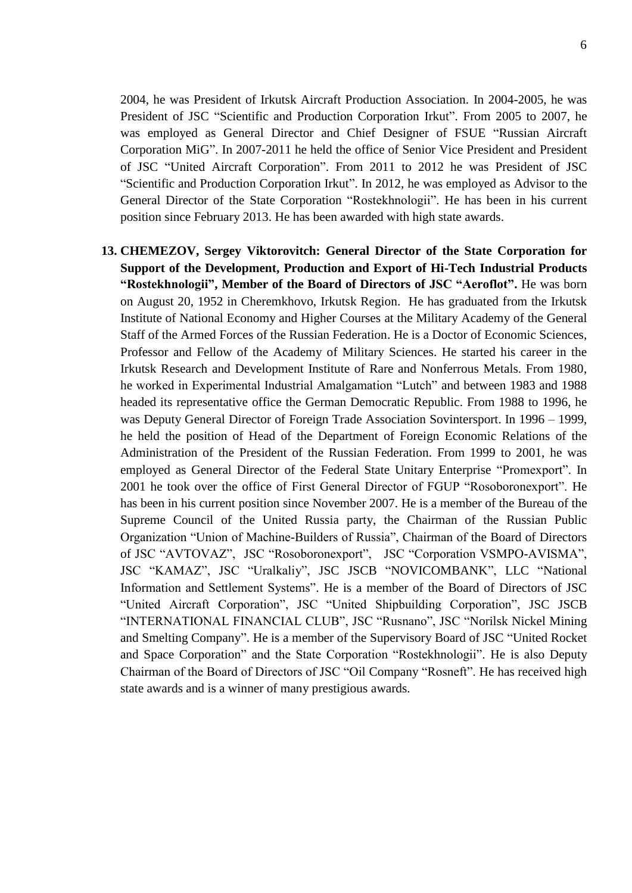2004, he was President of Irkutsk Aircraft Production Association. In 2004-2005, he was President of JSC "Scientific and Production Corporation Irkut". From 2005 to 2007, he was employed as General Director and Chief Designer of FSUE "Russian Aircraft Corporation MiG". In 2007-2011 he held the office of Senior Vice President and President of JSC "United Aircraft Corporation". From 2011 to 2012 he was President of JSC "Scientific and Production Corporation Irkut". In 2012, he was employed as Advisor to the General Director of the State Corporation "Rostekhnologii". He has been in his current position since February 2013. He has been awarded with high state awards.

13. **CHEMEZOV, Sergey Viktorovitch: General Director of the State Corporation for Support of the Development, Production and Export of Hi-Tech Industrial Products "Rostekhnologii", Member of the Board of Directors of JSC "Aeroflot".** He was born on August 20, 1952 in Cheremkhovo, Irkutsk Region. He has graduated from the Irkutsk Institute of National Economy and Higher Courses at the Military Academy of the General Staff of the Armed Forces of the Russian Federation. He is a Doctor of Economic Sciences, Professor and Fellow of the Academy of Military Sciences. He started his career in the Irkutsk Research and Development Institute of Rare and Nonferrous Metals. From 1980, he worked in Experimental Industrial Amalgamation "Lutch" and between 1983 and 1988 headed its representative office the German Democratic Republic. From 1988 to 1996, he was Deputy General Director of Foreign Trade Association Sovintersport. In 1996 – 1999, he held the position of Head of the Department of Foreign Economic Relations of the Administration of the President of the Russian Federation. From 1999 to 2001, he was employed as General Director of the Federal State Unitary Enterprise "Promexport". In 2001 he took over the office of First General Director of FGUP "Rosoboronexport". He has been in his current position since November 2007. He is a member of the Bureau of the Supreme Council of the United Russia party, the Chairman of the Russian Public Organization "Union of Machine-Builders of Russia", Chairman of the Board of Directors of JSC "AVTOVAZ", JSC "Rosoboronexport", JSC "Corporation VSMPO-AVISMA", JSC "KAMAZ", JSC "Uralkaliy", JSC JSCB "NOVICOMBANK", LLC "National Information and Settlement Systems". He is a member of the Board of Directors of JSC "United Aircraft Corporation", JSC "United Shipbuilding Corporation", JSC JSCB "INTERNATIONAL FINANCIAL CLUB", JSC "Rusnano", JSC "Norilsk Nickel Mining and Smelting Company". He is a member of the Supervisory Board of JSC "United Rocket and Space Corporation" and the State Corporation "Rostekhnologii". He is also Deputy Chairman of the Board of Directors of JSC "Oil Company "Rosneft". He has received high state awards and is a winner of many prestigious awards.